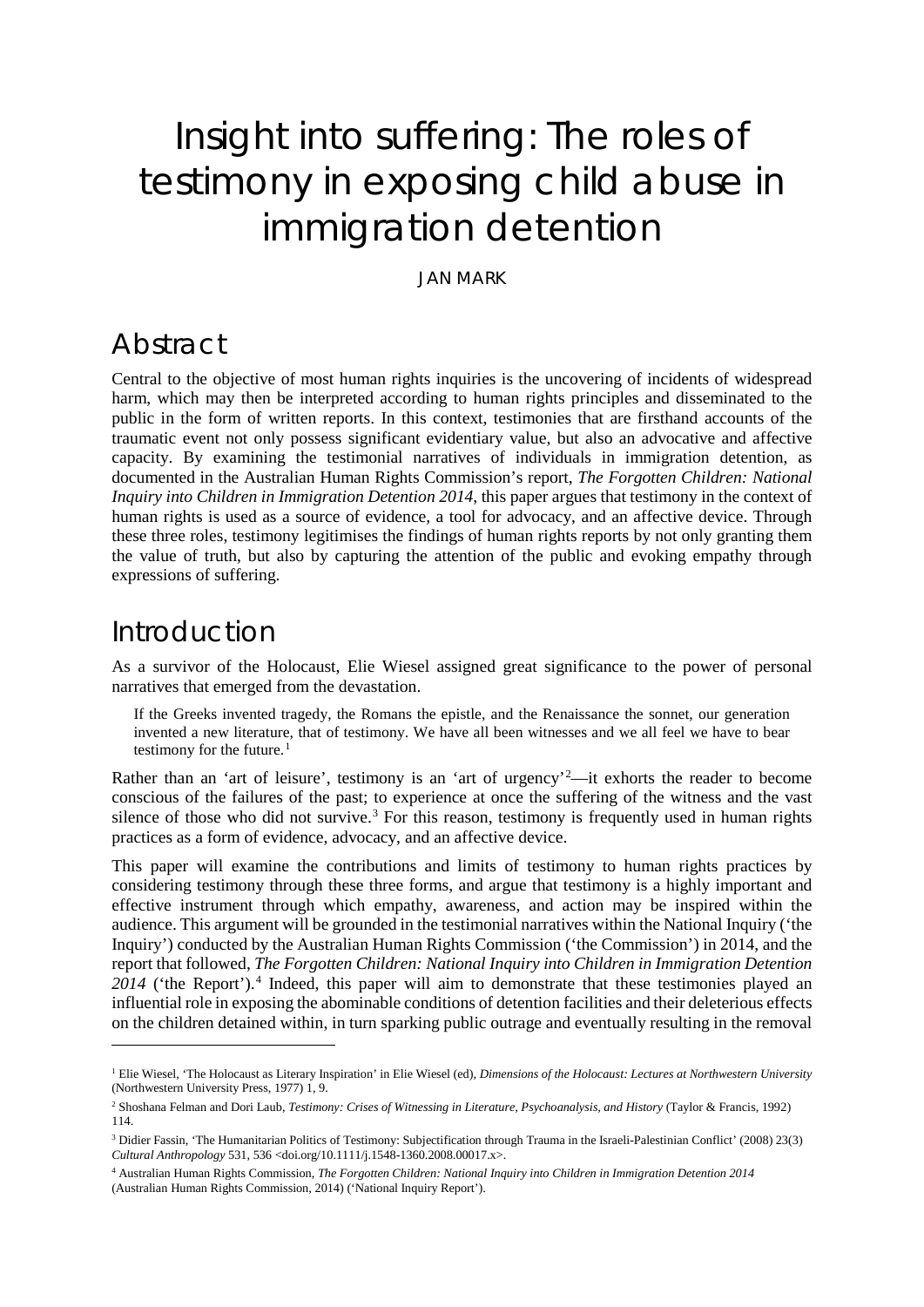# Insight into suffering: The roles of testimony in exposing child abuse in immigration detention

JAN MARK

## Abstract

Central to the objective of most human rights inquiries is the uncovering of incidents of widespread harm, which may then be interpreted according to human rights principles and disseminated to the public in the form of written reports. In this context, testimonies that are firsthand accounts of the traumatic event not only possess significant evidentiary value, but also an advocative and affective capacity. By examining the testimonial narratives of individuals in immigration detention, as documented in the Australian Human Rights Commission's report, *The Forgotten Children: National Inquiry into Children in Immigration Detention 2014*, this paper argues that testimony in the context of human rights is used as a source of evidence, a tool for advocacy, and an affective device. Through these three roles, testimony legitimises the findings of human rights reports by not only granting them the value of truth, but also by capturing the attention of the public and evoking empathy through expressions of suffering.

## Introduction

As a survivor of the Holocaust, Elie Wiesel assigned great significance to the power of personal narratives that emerged from the devastation.

> If the Greeks invented tragedy, the Romans the epistle, and the Renaissance the sonnet, our generation invented a new literature, that of testimony. We have all been witnesses and we all feel we have to bear testimony for the future.[1]

Rather than an 'art of leisure', testimony is an 'art of urgency'[2]—it exhorts the reader to become conscious of the failures of the past; to experience at once the suffering of the witness and the vast silence of those who did not survive.[3] For this reason, testimony is frequently used in human rights practices as a form of evidence, advocacy, and an affective device.

This paper will examine the contributions and limits of testimony to human rights practices by considering testimony through these three forms, and argue that testimony is a highly important and effective instrument through which empathy, awareness, and action may be inspired within the audience. This argument will be grounded in the testimonial narratives within the National Inquiry ('the Inquiry') conducted by the Australian Human Rights Commission ('the Commission') in 2014, and the report that followed, *The Forgotten Children: National Inquiry into Children in Immigration Detention 2014* ('the Report').[4] Indeed, this paper will aim to demonstrate that these testimonies played an influential role in exposing the abominable conditions of detention facilities and their deleterious effects on the children detained within, in turn sparking public outrage and eventually resulting in the removal

---

[1] Elie Wiesel, 'The Holocaust as Literary Inspiration' in Elie Wiesel (ed), *Dimensions of the Holocaust: Lectures at Northwestern University* (Northwestern University Press, 1977) 1, 9.

[2] Shoshana Felman and Dori Laub, *Testimony: Crises of Witnessing in Literature, Psychoanalysis, and History* (Taylor & Francis, 1992) 114.

[3] Didier Fassin, 'The Humanitarian Politics of Testimony: Subjectification through Trauma in the Israeli-Palestinian Conflict' (2008) 23(3) *Cultural Anthropology* 531, 536 <doi.org/10.1111/j.1548-1360.2008.00017.x>.

[4] Australian Human Rights Commission, *The Forgotten Children: National Inquiry into Children in Immigration Detention 2014* (Australian Human Rights Commission, 2014) ('National Inquiry Report').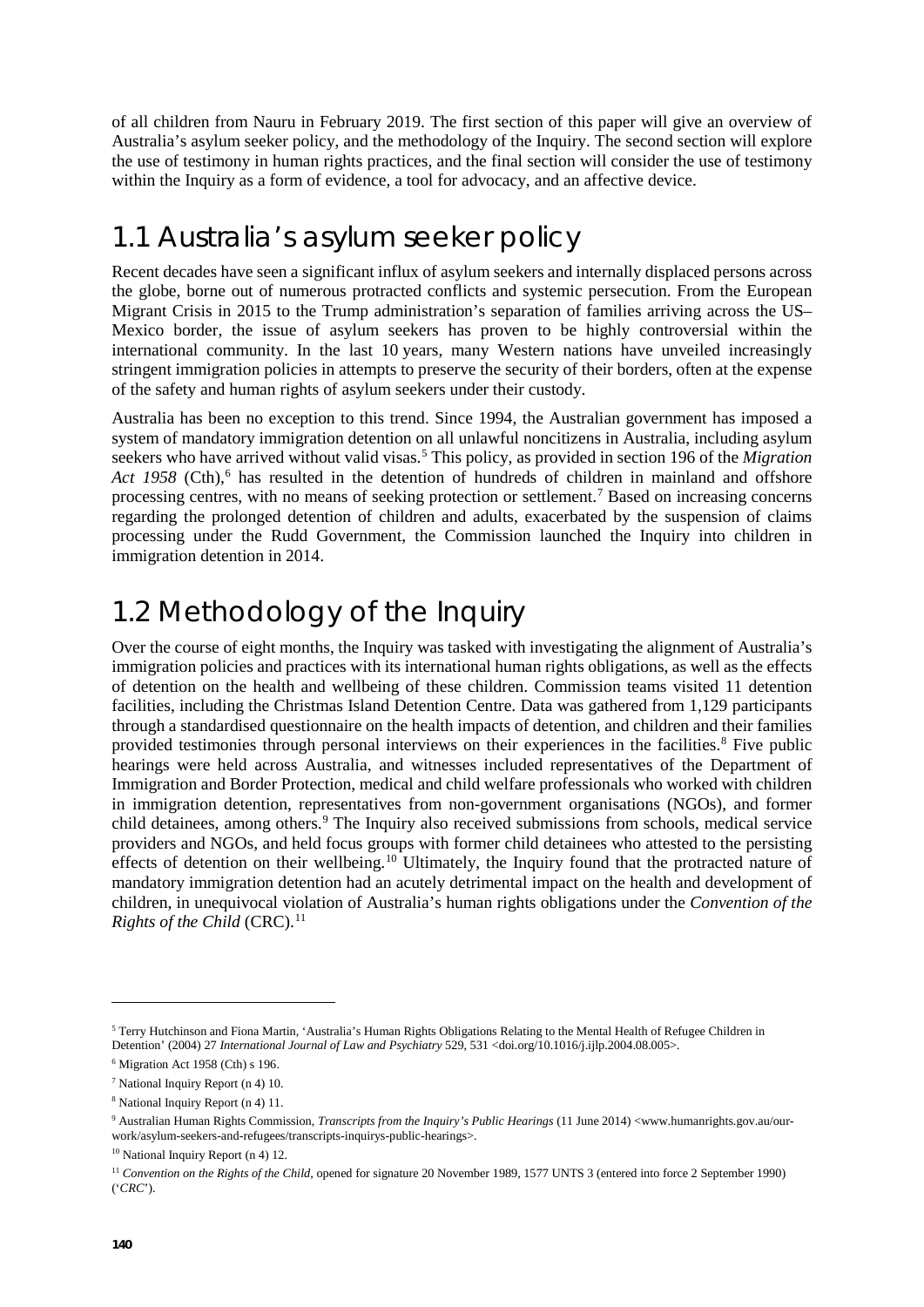of all children from Nauru in February 2019. The first section of this paper will give an overview of Australia's asylum seeker policy, and the methodology of the Inquiry. The second section will explore the use of testimony in human rights practices, and the final section will consider the use of testimony within the Inquiry as a form of evidence, a tool for advocacy, and an affective device.

## 1.1 Australia's asylum seeker policy

Recent decades have seen a significant influx of asylum seekers and internally displaced persons across the globe, borne out of numerous protracted conflicts and systemic persecution. From the European Migrant Crisis in 2015 to the Trump administration's separation of families arriving across the US–Mexico border, the issue of asylum seekers has proven to be highly controversial within the international community. In the last 10 years, many Western nations have unveiled increasingly stringent immigration policies in attempts to preserve the security of their borders, often at the expense of the safety and human rights of asylum seekers under their custody.

Australia has been no exception to this trend. Since 1994, the Australian government has imposed a system of mandatory immigration detention on all unlawful noncitizens in Australia, including asylum seekers who have arrived without valid visas.[5] This policy, as provided in section 196 of the *Migration Act 1958* (Cth),[6] has resulted in the detention of hundreds of children in mainland and offshore processing centres, with no means of seeking protection or settlement.[7] Based on increasing concerns regarding the prolonged detention of children and adults, exacerbated by the suspension of claims processing under the Rudd Government, the Commission launched the Inquiry into children in immigration detention in 2014.

## 1.2 Methodology of the Inquiry

Over the course of eight months, the Inquiry was tasked with investigating the alignment of Australia's immigration policies and practices with its international human rights obligations, as well as the effects of detention on the health and wellbeing of these children. Commission teams visited 11 detention facilities, including the Christmas Island Detention Centre. Data was gathered from 1,129 participants through a standardised questionnaire on the health impacts of detention, and children and their families provided testimonies through personal interviews on their experiences in the facilities.[8] Five public hearings were held across Australia, and witnesses included representatives of the Department of Immigration and Border Protection, medical and child welfare professionals who worked with children in immigration detention, representatives from non-government organisations (NGOs), and former child detainees, among others.[9] The Inquiry also received submissions from schools, medical service providers and NGOs, and held focus groups with former child detainees who attested to the persisting effects of detention on their wellbeing.[10] Ultimately, the Inquiry found that the protracted nature of mandatory immigration detention had an acutely detrimental impact on the health and development of children, in unequivocal violation of Australia's human rights obligations under the *Convention of the Rights of the Child* (CRC).[11]

---

[5] Terry Hutchinson and Fiona Martin, 'Australia's Human Rights Obligations Relating to the Mental Health of Refugee Children in Detention' (2004) 27 *International Journal of Law and Psychiatry* 529, 531 <doi.org/10.1016/j.ijlp.2004.08.005>.

[6] Migration Act 1958 (Cth) s 196.

[7] National Inquiry Report (n 4) 10.

[8] National Inquiry Report (n 4) 11.

[9] Australian Human Rights Commission, *Transcripts from the Inquiry's Public Hearings* (11 June 2014) <www.humanrights.gov.au/our-work/asylum-seekers-and-refugees/transcripts-inquirys-public-hearings>.

[10] National Inquiry Report (n 4) 12.

[11] *Convention on the Rights of the Child*, opened for signature 20 November 1989, 1577 UNTS 3 (entered into force 2 September 1990) ('*CRC*').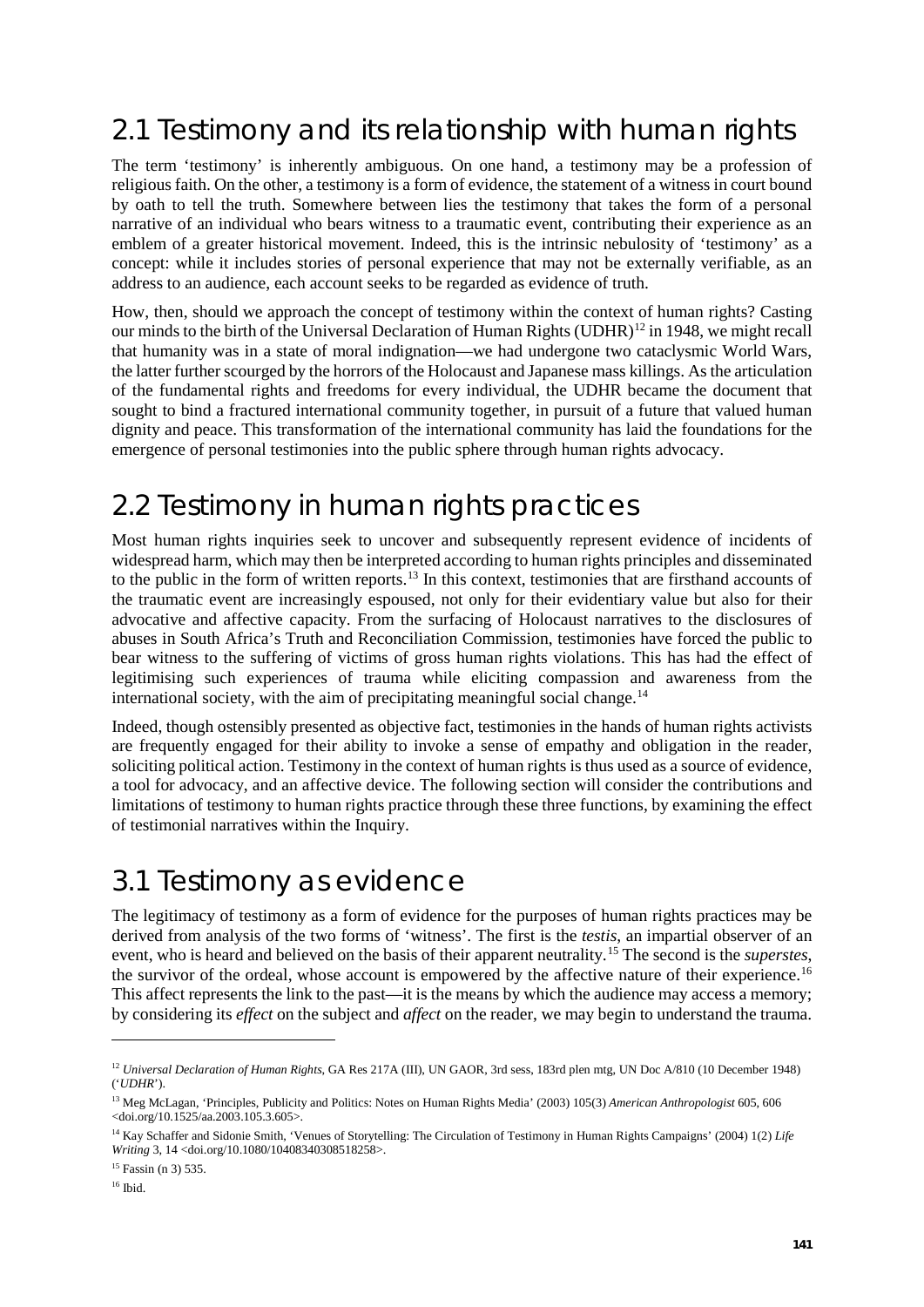## 2.1 Testimony and its relationship with human rights

The term 'testimony' is inherently ambiguous. On one hand, a testimony may be a profession of religious faith. On the other, a testimony is a form of evidence, the statement of a witness in court bound by oath to tell the truth. Somewhere between lies the testimony that takes the form of a personal narrative of an individual who bears witness to a traumatic event, contributing their experience as an emblem of a greater historical movement. Indeed, this is the intrinsic nebulosity of 'testimony' as a concept: while it includes stories of personal experience that may not be externally verifiable, as an address to an audience, each account seeks to be regarded as evidence of truth.

How, then, should we approach the concept of testimony within the context of human rights? Casting our minds to the birth of the Universal Declaration of Human Rights (UDHR)[12] in 1948, we might recall that humanity was in a state of moral indignation—we had undergone two cataclysmic World Wars, the latter further scourged by the horrors of the Holocaust and Japanese mass killings. As the articulation of the fundamental rights and freedoms for every individual, the UDHR became the document that sought to bind a fractured international community together, in pursuit of a future that valued human dignity and peace. This transformation of the international community has laid the foundations for the emergence of personal testimonies into the public sphere through human rights advocacy.

## 2.2 Testimony in human rights practices

Most human rights inquiries seek to uncover and subsequently represent evidence of incidents of widespread harm, which may then be interpreted according to human rights principles and disseminated to the public in the form of written reports.[13] In this context, testimonies that are firsthand accounts of the traumatic event are increasingly espoused, not only for their evidentiary value but also for their advocative and affective capacity. From the surfacing of Holocaust narratives to the disclosures of abuses in South Africa's Truth and Reconciliation Commission, testimonies have forced the public to bear witness to the suffering of victims of gross human rights violations. This has had the effect of legitimising such experiences of trauma while eliciting compassion and awareness from the international society, with the aim of precipitating meaningful social change.[14]

Indeed, though ostensibly presented as objective fact, testimonies in the hands of human rights activists are frequently engaged for their ability to invoke a sense of empathy and obligation in the reader, soliciting political action. Testimony in the context of human rights is thus used as a source of evidence, a tool for advocacy, and an affective device. The following section will consider the contributions and limitations of testimony to human rights practice through these three functions, by examining the effect of testimonial narratives within the Inquiry.

## 3.1 Testimony as evidence

The legitimacy of testimony as a form of evidence for the purposes of human rights practices may be derived from analysis of the two forms of 'witness'. The first is the *testis*, an impartial observer of an event, who is heard and believed on the basis of their apparent neutrality.[15] The second is the *superstes*, the survivor of the ordeal, whose account is empowered by the affective nature of their experience.[16] This affect represents the link to the past—it is the means by which the audience may access a memory; by considering its *effect* on the subject and *affect* on the reader, we may begin to understand the trauma.

---

[12] *Universal Declaration of Human Rights*, GA Res 217A (III), UN GAOR, 3rd sess, 183rd plen mtg, UN Doc A/810 (10 December 1948) ('*UDHR*').

[13] Meg McLagan, 'Principles, Publicity and Politics: Notes on Human Rights Media' (2003) 105(3) *American Anthropologist* 605, 606 <doi.org/10.1525/aa.2003.105.3.605>.

[14] Kay Schaffer and Sidonie Smith, 'Venues of Storytelling: The Circulation of Testimony in Human Rights Campaigns' (2004) 1(2) *Life Writing* 3, 14 <doi.org/10.1080/10408340308518258>.

[15] Fassin (n 3) 535.

[16] Ibid.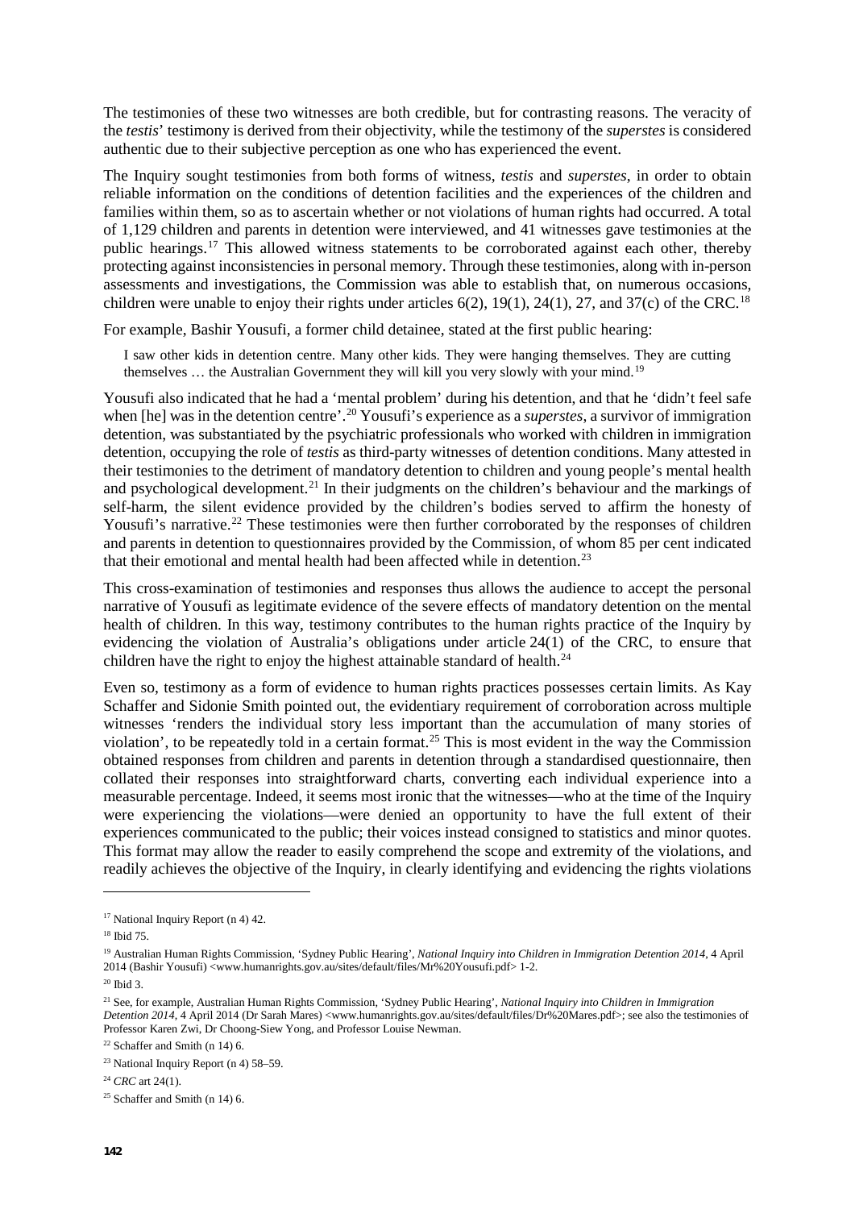The testimonies of these two witnesses are both credible, but for contrasting reasons. The veracity of the *testis*' testimony is derived from their objectivity, while the testimony of the *superstes* is considered authentic due to their subjective perception as one who has experienced the event.

The Inquiry sought testimonies from both forms of witness, *testis* and *superstes*, in order to obtain reliable information on the conditions of detention facilities and the experiences of the children and families within them, so as to ascertain whether or not violations of human rights had occurred. A total of 1,129 children and parents in detention were interviewed, and 41 witnesses gave testimonies at the public hearings.[17] This allowed witness statements to be corroborated against each other, thereby protecting against inconsistencies in personal memory. Through these testimonies, along with in-person assessments and investigations, the Commission was able to establish that, on numerous occasions, children were unable to enjoy their rights under articles 6(2), 19(1), 24(1), 27, and 37(c) of the CRC.[18]

For example, Bashir Yousufi, a former child detainee, stated at the first public hearing:

> I saw other kids in detention centre. Many other kids. They were hanging themselves. They are cutting themselves … the Australian Government they will kill you very slowly with your mind.[19]

Yousufi also indicated that he had a 'mental problem' during his detention, and that he 'didn't feel safe when [he] was in the detention centre'.[20] Yousufi's experience as a *superstes*, a survivor of immigration detention, was substantiated by the psychiatric professionals who worked with children in immigration detention, occupying the role of *testis* as third-party witnesses of detention conditions. Many attested in their testimonies to the detriment of mandatory detention to children and young people's mental health and psychological development.[21] In their judgments on the children's behaviour and the markings of self-harm, the silent evidence provided by the children's bodies served to affirm the honesty of Yousufi's narrative.[22] These testimonies were then further corroborated by the responses of children and parents in detention to questionnaires provided by the Commission, of whom 85 per cent indicated that their emotional and mental health had been affected while in detention.[23]

This cross-examination of testimonies and responses thus allows the audience to accept the personal narrative of Yousufi as legitimate evidence of the severe effects of mandatory detention on the mental health of children. In this way, testimony contributes to the human rights practice of the Inquiry by evidencing the violation of Australia's obligations under article 24(1) of the CRC, to ensure that children have the right to enjoy the highest attainable standard of health.[24]

Even so, testimony as a form of evidence to human rights practices possesses certain limits. As Kay Schaffer and Sidonie Smith pointed out, the evidentiary requirement of corroboration across multiple witnesses 'renders the individual story less important than the accumulation of many stories of violation', to be repeatedly told in a certain format.[25] This is most evident in the way the Commission obtained responses from children and parents in detention through a standardised questionnaire, then collated their responses into straightforward charts, converting each individual experience into a measurable percentage. Indeed, it seems most ironic that the witnesses—who at the time of the Inquiry were experiencing the violations—were denied an opportunity to have the full extent of their experiences communicated to the public; their voices instead consigned to statistics and minor quotes. This format may allow the reader to easily comprehend the scope and extremity of the violations, and readily achieves the objective of the Inquiry, in clearly identifying and evidencing the rights violations

---

[17] National Inquiry Report (n 4) 42.

[18] Ibid 75.

[19] Australian Human Rights Commission, 'Sydney Public Hearing', *National Inquiry into Children in Immigration Detention 2014*, 4 April 2014 (Bashir Yousufi) <www.humanrights.gov.au/sites/default/files/Mr%20Yousufi.pdf> 1-2.

[20] Ibid 3.

[21] See, for example, Australian Human Rights Commission, 'Sydney Public Hearing', *National Inquiry into Children in Immigration Detention 2014*, 4 April 2014 (Dr Sarah Mares) <www.humanrights.gov.au/sites/default/files/Dr%20Mares.pdf>; see also the testimonies of Professor Karen Zwi, Dr Choong-Siew Yong, and Professor Louise Newman.

[22] Schaffer and Smith (n 14) 6.

[23] National Inquiry Report (n 4) 58–59.

[24] *CRC* art 24(1).

[25] Schaffer and Smith (n 14) 6.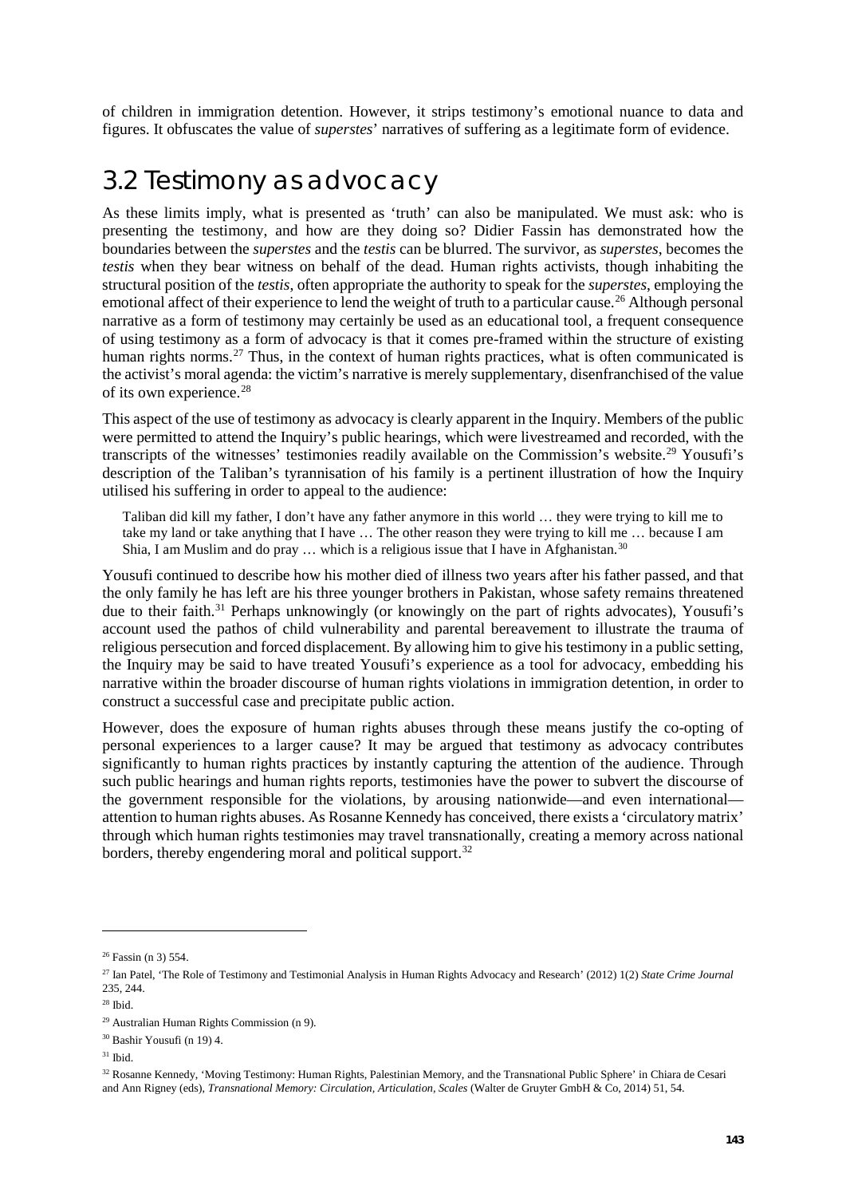of children in immigration detention. However, it strips testimony's emotional nuance to data and figures. It obfuscates the value of *superstes*' narratives of suffering as a legitimate form of evidence.

## 3.2 Testimony as advocacy

As these limits imply, what is presented as 'truth' can also be manipulated. We must ask: who is presenting the testimony, and how are they doing so? Didier Fassin has demonstrated how the boundaries between the *superstes* and the *testis* can be blurred. The survivor, as *superstes*, becomes the *testis* when they bear witness on behalf of the dead. Human rights activists, though inhabiting the structural position of the *testis*, often appropriate the authority to speak for the *superstes*, employing the emotional affect of their experience to lend the weight of truth to a particular cause.[26] Although personal narrative as a form of testimony may certainly be used as an educational tool, a frequent consequence of using testimony as a form of advocacy is that it comes pre-framed within the structure of existing human rights norms.[27] Thus, in the context of human rights practices, what is often communicated is the activist's moral agenda: the victim's narrative is merely supplementary, disenfranchised of the value of its own experience.[28]

This aspect of the use of testimony as advocacy is clearly apparent in the Inquiry. Members of the public were permitted to attend the Inquiry's public hearings, which were livestreamed and recorded, with the transcripts of the witnesses' testimonies readily available on the Commission's website.[29] Yousufi's description of the Taliban's tyrannisation of his family is a pertinent illustration of how the Inquiry utilised his suffering in order to appeal to the audience:

> Taliban did kill my father, I don't have any father anymore in this world … they were trying to kill me to take my land or take anything that I have … The other reason they were trying to kill me … because I am Shia, I am Muslim and do pray … which is a religious issue that I have in Afghanistan.[30]

Yousufi continued to describe how his mother died of illness two years after his father passed, and that the only family he has left are his three younger brothers in Pakistan, whose safety remains threatened due to their faith.[31] Perhaps unknowingly (or knowingly on the part of rights advocates), Yousufi's account used the pathos of child vulnerability and parental bereavement to illustrate the trauma of religious persecution and forced displacement. By allowing him to give his testimony in a public setting, the Inquiry may be said to have treated Yousufi's experience as a tool for advocacy, embedding his narrative within the broader discourse of human rights violations in immigration detention, in order to construct a successful case and precipitate public action.

However, does the exposure of human rights abuses through these means justify the co-opting of personal experiences to a larger cause? It may be argued that testimony as advocacy contributes significantly to human rights practices by instantly capturing the attention of the audience. Through such public hearings and human rights reports, testimonies have the power to subvert the discourse of the government responsible for the violations, by arousing nationwide—and even international—attention to human rights abuses. As Rosanne Kennedy has conceived, there exists a 'circulatory matrix' through which human rights testimonies may travel transnationally, creating a memory across national borders, thereby engendering moral and political support.[32]

---

[26] Fassin (n 3) 554.

[27] Ian Patel, 'The Role of Testimony and Testimonial Analysis in Human Rights Advocacy and Research' (2012) 1(2) *State Crime Journal* 235, 244.

[28] Ibid.

[29] Australian Human Rights Commission (n 9).

[30] Bashir Yousufi (n 19) 4.

[31] Ibid.

[32] Rosanne Kennedy, 'Moving Testimony: Human Rights, Palestinian Memory, and the Transnational Public Sphere' in Chiara de Cesari and Ann Rigney (eds), *Transnational Memory: Circulation, Articulation, Scales* (Walter de Gruyter GmbH & Co, 2014) 51, 54.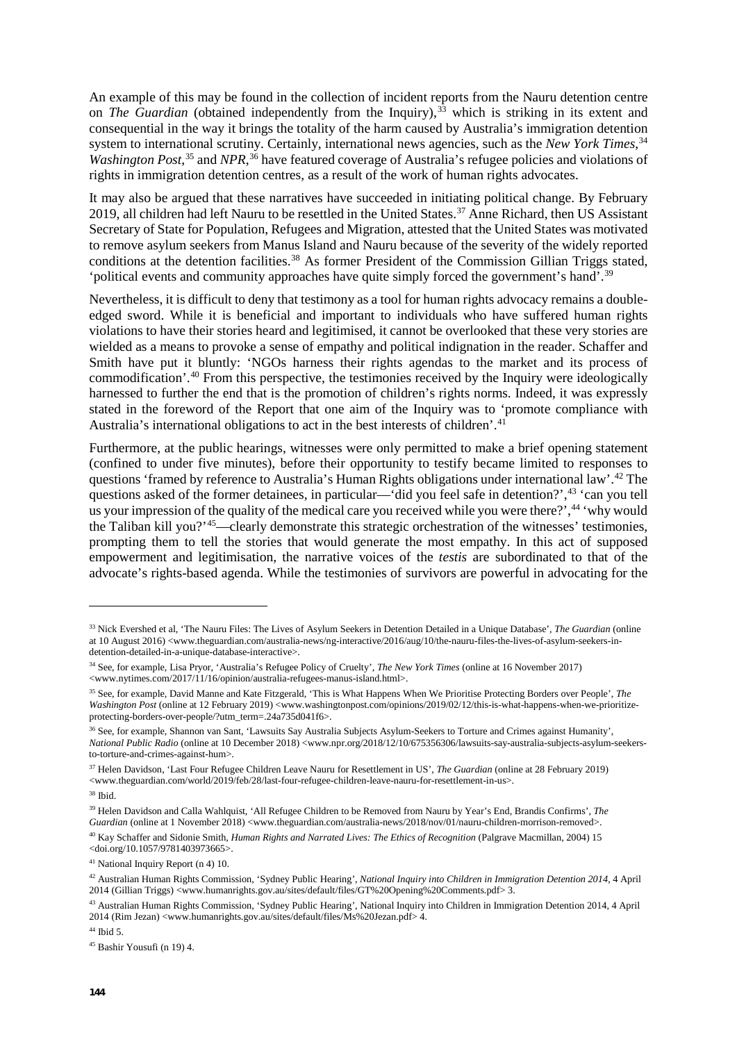An example of this may be found in the collection of incident reports from the Nauru detention centre on *The Guardian* (obtained independently from the Inquiry),[33] which is striking in its extent and consequential in the way it brings the totality of the harm caused by Australia's immigration detention system to international scrutiny. Certainly, international news agencies, such as the *New York Times*,[34] *Washington Post*,[35] and *NPR*,[36] have featured coverage of Australia's refugee policies and violations of rights in immigration detention centres, as a result of the work of human rights advocates.

It may also be argued that these narratives have succeeded in initiating political change. By February 2019, all children had left Nauru to be resettled in the United States.[37] Anne Richard, then US Assistant Secretary of State for Population, Refugees and Migration, attested that the United States was motivated to remove asylum seekers from Manus Island and Nauru because of the severity of the widely reported conditions at the detention facilities.[38] As former President of the Commission Gillian Triggs stated, 'political events and community approaches have quite simply forced the government's hand'.[39]

Nevertheless, it is difficult to deny that testimony as a tool for human rights advocacy remains a double-edged sword. While it is beneficial and important to individuals who have suffered human rights violations to have their stories heard and legitimised, it cannot be overlooked that these very stories are wielded as a means to provoke a sense of empathy and political indignation in the reader. Schaffer and Smith have put it bluntly: 'NGOs harness their rights agendas to the market and its process of commodification'.[40] From this perspective, the testimonies received by the Inquiry were ideologically harnessed to further the end that is the promotion of children's rights norms. Indeed, it was expressly stated in the foreword of the Report that one aim of the Inquiry was to 'promote compliance with Australia's international obligations to act in the best interests of children'.[41]

Furthermore, at the public hearings, witnesses were only permitted to make a brief opening statement (confined to under five minutes), before their opportunity to testify became limited to responses to questions 'framed by reference to Australia's Human Rights obligations under international law'.[42] The questions asked of the former detainees, in particular—'did you feel safe in detention?',[43] 'can you tell us your impression of the quality of the medical care you received while you were there?',[44] 'why would the Taliban kill you?'[45]—clearly demonstrate this strategic orchestration of the witnesses' testimonies, prompting them to tell the stories that would generate the most empathy. In this act of supposed empowerment and legitimisation, the narrative voices of the *testis* are subordinated to that of the advocate's rights-based agenda. While the testimonies of survivors are powerful in advocating for the

---

[33] Nick Evershed et al, 'The Nauru Files: The Lives of Asylum Seekers in Detention Detailed in a Unique Database', *The Guardian* (online at 10 August 2016) <www.theguardian.com/australia-news/ng-interactive/2016/aug/10/the-nauru-files-the-lives-of-asylum-seekers-in-detention-detailed-in-a-unique-database-interactive>.

[34] See, for example, Lisa Pryor, 'Australia's Refugee Policy of Cruelty', *The New York Times* (online at 16 November 2017) <www.nytimes.com/2017/11/16/opinion/australia-refugees-manus-island.html>.

[35] See, for example, David Manne and Kate Fitzgerald, 'This is What Happens When We Prioritise Protecting Borders over People', *The Washington Post* (online at 12 February 2019) <www.washingtonpost.com/opinions/2019/02/12/this-is-what-happens-when-we-prioritize-protecting-borders-over-people/?utm_term=.24a735d041f6>.

[36] See, for example, Shannon van Sant, 'Lawsuits Say Australia Subjects Asylum-Seekers to Torture and Crimes against Humanity', *National Public Radio* (online at 10 December 2018) <www.npr.org/2018/12/10/675356306/lawsuits-say-australia-subjects-asylum-seekers-to-torture-and-crimes-against-hum>.

[37] Helen Davidson, 'Last Four Refugee Children Leave Nauru for Resettlement in US', *The Guardian* (online at 28 February 2019) <www.theguardian.com/world/2019/feb/28/last-four-refugee-children-leave-nauru-for-resettlement-in-us>.

[38] Ibid.

[39] Helen Davidson and Calla Wahlquist, 'All Refugee Children to be Removed from Nauru by Year's End, Brandis Confirms', *The Guardian* (online at 1 November 2018) <www.theguardian.com/australia-news/2018/nov/01/nauru-children-morrison-removed>.

[40] Kay Schaffer and Sidonie Smith, *Human Rights and Narrated Lives: The Ethics of Recognition* (Palgrave Macmillan, 2004) 15 <doi.org/10.1057/9781403973665>.

[41] National Inquiry Report (n 4) 10.

[42] Australian Human Rights Commission, 'Sydney Public Hearing', *National Inquiry into Children in Immigration Detention 2014*, 4 April 2014 (Gillian Triggs) <www.humanrights.gov.au/sites/default/files/GT%20Opening%20Comments.pdf> 3.

[43] Australian Human Rights Commission, 'Sydney Public Hearing', National Inquiry into Children in Immigration Detention 2014, 4 April 2014 (Rim Jezan) <www.humanrights.gov.au/sites/default/files/Ms%20Jezan.pdf> 4.

[44] Ibid 5.

[45] Bashir Yousufi (n 19) 4.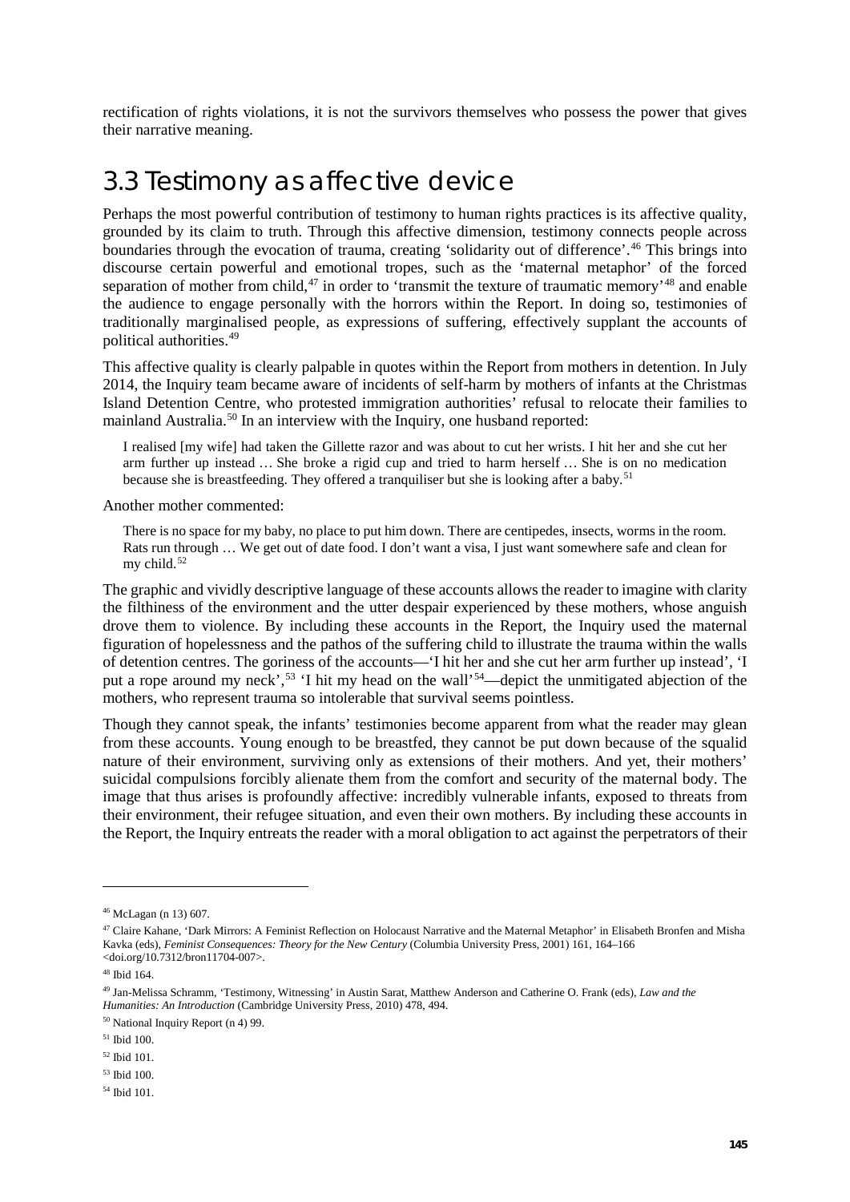rectification of rights violations, it is not the survivors themselves who possess the power that gives their narrative meaning.

## 3.3 Testimony as affective device

Perhaps the most powerful contribution of testimony to human rights practices is its affective quality, grounded by its claim to truth. Through this affective dimension, testimony connects people across boundaries through the evocation of trauma, creating 'solidarity out of difference'.[46] This brings into discourse certain powerful and emotional tropes, such as the 'maternal metaphor' of the forced separation of mother from child,[47] in order to 'transmit the texture of traumatic memory'[48] and enable the audience to engage personally with the horrors within the Report. In doing so, testimonies of traditionally marginalised people, as expressions of suffering, effectively supplant the accounts of political authorities.[49]

This affective quality is clearly palpable in quotes within the Report from mothers in detention. In July 2014, the Inquiry team became aware of incidents of self-harm by mothers of infants at the Christmas Island Detention Centre, who protested immigration authorities' refusal to relocate their families to mainland Australia.[50] In an interview with the Inquiry, one husband reported:

> I realised [my wife] had taken the Gillette razor and was about to cut her wrists. I hit her and she cut her arm further up instead … She broke a rigid cup and tried to harm herself … She is on no medication because she is breastfeeding. They offered a tranquiliser but she is looking after a baby.[51]

Another mother commented:

> There is no space for my baby, no place to put him down. There are centipedes, insects, worms in the room. Rats run through … We get out of date food. I don't want a visa, I just want somewhere safe and clean for my child.[52]

The graphic and vividly descriptive language of these accounts allows the reader to imagine with clarity the filthiness of the environment and the utter despair experienced by these mothers, whose anguish drove them to violence. By including these accounts in the Report, the Inquiry used the maternal figuration of hopelessness and the pathos of the suffering child to illustrate the trauma within the walls of detention centres. The goriness of the accounts—'I hit her and she cut her arm further up instead', 'I put a rope around my neck',[53] 'I hit my head on the wall'[54]—depict the unmitigated abjection of the mothers, who represent trauma so intolerable that survival seems pointless.

Though they cannot speak, the infants' testimonies become apparent from what the reader may glean from these accounts. Young enough to be breastfed, they cannot be put down because of the squalid nature of their environment, surviving only as extensions of their mothers. And yet, their mothers' suicidal compulsions forcibly alienate them from the comfort and security of the maternal body. The image that thus arises is profoundly affective: incredibly vulnerable infants, exposed to threats from their environment, their refugee situation, and even their own mothers. By including these accounts in the Report, the Inquiry entreats the reader with a moral obligation to act against the perpetrators of their

---

[46] McLagan (n 13) 607.

[47] Claire Kahane, 'Dark Mirrors: A Feminist Reflection on Holocaust Narrative and the Maternal Metaphor' in Elisabeth Bronfen and Misha Kavka (eds), *Feminist Consequences: Theory for the New Century* (Columbia University Press, 2001) 161, 164–166 <doi.org/10.7312/bron11704-007>.

[48] Ibid 164.

[49] Jan-Melissa Schramm, 'Testimony, Witnessing' in Austin Sarat, Matthew Anderson and Catherine O. Frank (eds), *Law and the Humanities: An Introduction* (Cambridge University Press, 2010) 478, 494.

[50] National Inquiry Report (n 4) 99.

[51] Ibid 100.

[52] Ibid 101.

[53] Ibid 100.

[54] Ibid 101.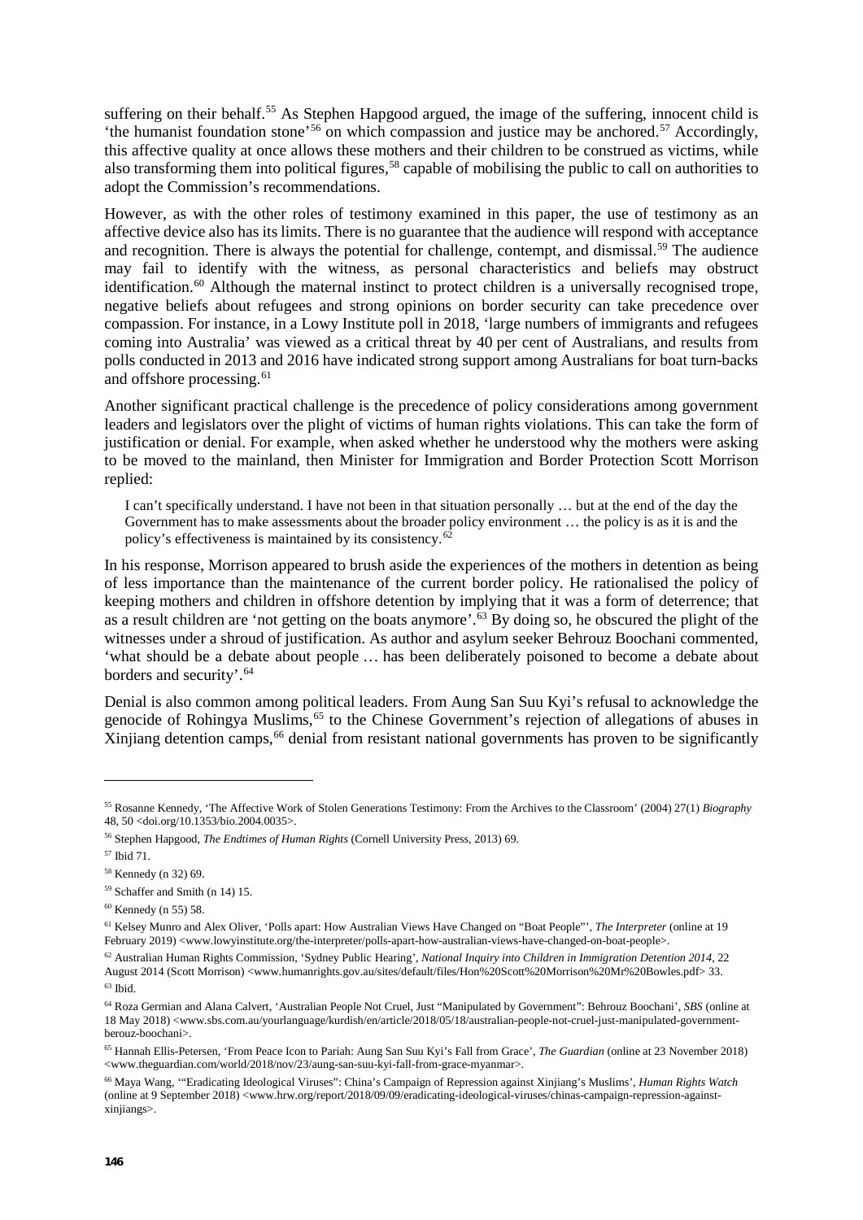suffering on their behalf.[55] As Stephen Hapgood argued, the image of the suffering, innocent child is 'the humanist foundation stone'[56] on which compassion and justice may be anchored.[57] Accordingly, this affective quality at once allows these mothers and their children to be construed as victims, while also transforming them into political figures,[58] capable of mobilising the public to call on authorities to adopt the Commission's recommendations.

However, as with the other roles of testimony examined in this paper, the use of testimony as an affective device also has its limits. There is no guarantee that the audience will respond with acceptance and recognition. There is always the potential for challenge, contempt, and dismissal.[59] The audience may fail to identify with the witness, as personal characteristics and beliefs may obstruct identification.[60] Although the maternal instinct to protect children is a universally recognised trope, negative beliefs about refugees and strong opinions on border security can take precedence over compassion. For instance, in a Lowy Institute poll in 2018, 'large numbers of immigrants and refugees coming into Australia' was viewed as a critical threat by 40 per cent of Australians, and results from polls conducted in 2013 and 2016 have indicated strong support among Australians for boat turn-backs and offshore processing.[61]

Another significant practical challenge is the precedence of policy considerations among government leaders and legislators over the plight of victims of human rights violations. This can take the form of justification or denial. For example, when asked whether he understood why the mothers were asking to be moved to the mainland, then Minister for Immigration and Border Protection Scott Morrison replied:

> I can't specifically understand. I have not been in that situation personally … but at the end of the day the Government has to make assessments about the broader policy environment … the policy is as it is and the policy's effectiveness is maintained by its consistency.[62]

In his response, Morrison appeared to brush aside the experiences of the mothers in detention as being of less importance than the maintenance of the current border policy. He rationalised the policy of keeping mothers and children in offshore detention by implying that it was a form of deterrence; that as a result children are 'not getting on the boats anymore'.[63] By doing so, he obscured the plight of the witnesses under a shroud of justification. As author and asylum seeker Behrouz Boochani commented, 'what should be a debate about people … has been deliberately poisoned to become a debate about borders and security'.[64]

Denial is also common among political leaders. From Aung San Suu Kyi's refusal to acknowledge the genocide of Rohingya Muslims,[65] to the Chinese Government's rejection of allegations of abuses in Xinjiang detention camps,[66] denial from resistant national governments has proven to be significantly

---

[55] Rosanne Kennedy, 'The Affective Work of Stolen Generations Testimony: From the Archives to the Classroom' (2004) 27(1) *Biography* 48, 50 <doi.org/10.1353/bio.2004.0035>.

[56] Stephen Hapgood, *The Endtimes of Human Rights* (Cornell University Press, 2013) 69.

[57] Ibid 71.

[58] Kennedy (n 32) 69.

[59] Schaffer and Smith (n 14) 15.

[60] Kennedy (n 55) 58.

[61] Kelsey Munro and Alex Oliver, 'Polls apart: How Australian Views Have Changed on "Boat People"', *The Interpreter* (online at 19 February 2019) <www.lowyinstitute.org/the-interpreter/polls-apart-how-australian-views-have-changed-on-boat-people>.

[62] Australian Human Rights Commission, 'Sydney Public Hearing', *National Inquiry into Children in Immigration Detention 2014*, 22 August 2014 (Scott Morrison) <www.humanrights.gov.au/sites/default/files/Hon%20Scott%20Morrison%20Mr%20Bowles.pdf> 33.

[63] Ibid.

[64] Roza Germian and Alana Calvert, 'Australian People Not Cruel, Just "Manipulated by Government": Behrouz Boochani', *SBS* (online at 18 May 2018) <www.sbs.com.au/yourlanguage/kurdish/en/article/2018/05/18/australian-people-not-cruel-just-manipulated-government-berouz-boochani>.

[65] Hannah Ellis-Petersen, 'From Peace Icon to Pariah: Aung San Suu Kyi's Fall from Grace', *The Guardian* (online at 23 November 2018) <www.theguardian.com/world/2018/nov/23/aung-san-suu-kyi-fall-from-grace-myanmar>.

[66] Maya Wang, '"Eradicating Ideological Viruses": China's Campaign of Repression against Xinjiang's Muslims', *Human Rights Watch* (online at 9 September 2018) <www.hrw.org/report/2018/09/09/eradicating-ideological-viruses/chinas-campaign-repression-against-xinjiangs>.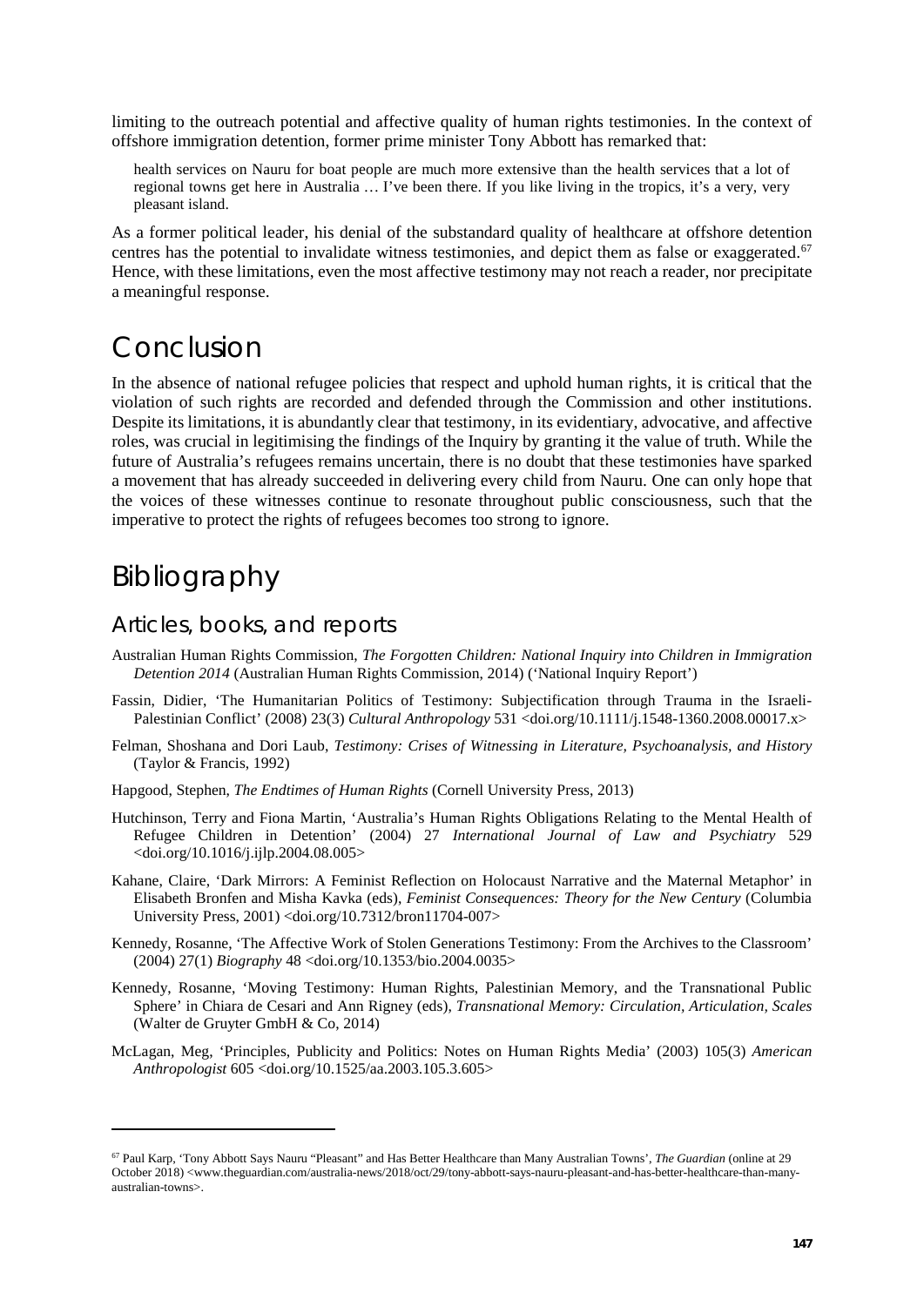limiting to the outreach potential and affective quality of human rights testimonies. In the context of offshore immigration detention, former prime minister Tony Abbott has remarked that:

> health services on Nauru for boat people are much more extensive than the health services that a lot of regional towns get here in Australia … I've been there. If you like living in the tropics, it's a very, very pleasant island.

As a former political leader, his denial of the substandard quality of healthcare at offshore detention centres has the potential to invalidate witness testimonies, and depict them as false or exaggerated.[67] Hence, with these limitations, even the most affective testimony may not reach a reader, nor precipitate a meaningful response.

# Conclusion

In the absence of national refugee policies that respect and uphold human rights, it is critical that the violation of such rights are recorded and defended through the Commission and other institutions. Despite its limitations, it is abundantly clear that testimony, in its evidentiary, advocative, and affective roles, was crucial in legitimising the findings of the Inquiry by granting it the value of truth. While the future of Australia's refugees remains uncertain, there is no doubt that these testimonies have sparked a movement that has already succeeded in delivering every child from Nauru. One can only hope that the voices of these witnesses continue to resonate throughout public consciousness, such that the imperative to protect the rights of refugees becomes too strong to ignore.

# Bibliography

## Articles, books, and reports

Australian Human Rights Commission, *The Forgotten Children: National Inquiry into Children in Immigration Detention 2014* (Australian Human Rights Commission, 2014) ('National Inquiry Report')

Fassin, Didier, 'The Humanitarian Politics of Testimony: Subjectification through Trauma in the Israeli-Palestinian Conflict' (2008) 23(3) *Cultural Anthropology* 531 <doi.org/10.1111/j.1548-1360.2008.00017.x>

Felman, Shoshana and Dori Laub, *Testimony: Crises of Witnessing in Literature, Psychoanalysis, and History* (Taylor & Francis, 1992)

Hapgood, Stephen, *The Endtimes of Human Rights* (Cornell University Press, 2013)

Hutchinson, Terry and Fiona Martin, 'Australia's Human Rights Obligations Relating to the Mental Health of Refugee Children in Detention' (2004) 27 *International Journal of Law and Psychiatry* 529 <doi.org/10.1016/j.ijlp.2004.08.005>

Kahane, Claire, 'Dark Mirrors: A Feminist Reflection on Holocaust Narrative and the Maternal Metaphor' in Elisabeth Bronfen and Misha Kavka (eds), *Feminist Consequences: Theory for the New Century* (Columbia University Press, 2001) <doi.org/10.7312/bron11704-007>

Kennedy, Rosanne, 'The Affective Work of Stolen Generations Testimony: From the Archives to the Classroom' (2004) 27(1) *Biography* 48 <doi.org/10.1353/bio.2004.0035>

Kennedy, Rosanne, 'Moving Testimony: Human Rights, Palestinian Memory, and the Transnational Public Sphere' in Chiara de Cesari and Ann Rigney (eds), *Transnational Memory: Circulation, Articulation, Scales* (Walter de Gruyter GmbH & Co, 2014)

McLagan, Meg, 'Principles, Publicity and Politics: Notes on Human Rights Media' (2003) 105(3) *American Anthropologist* 605 <doi.org/10.1525/aa.2003.105.3.605>

---

[67] Paul Karp, 'Tony Abbott Says Nauru "Pleasant" and Has Better Healthcare than Many Australian Towns', *The Guardian* (online at 29 October 2018) <www.theguardian.com/australia-news/2018/oct/29/tony-abbott-says-nauru-pleasant-and-has-better-healthcare-than-many-australian-towns>.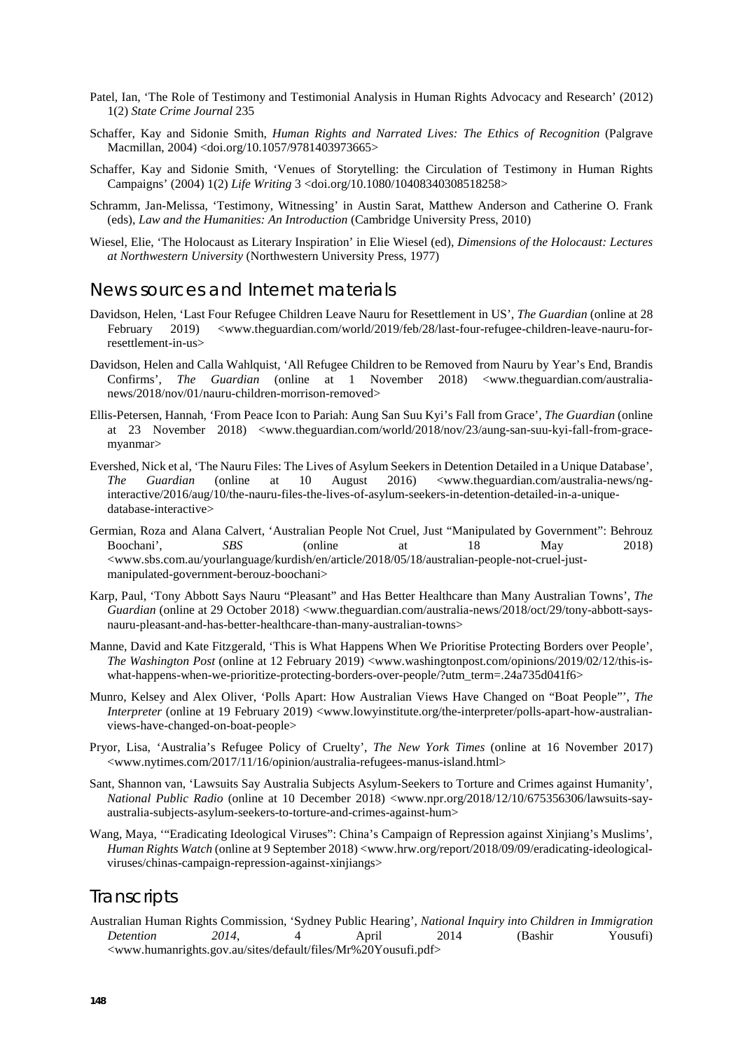Patel, Ian, 'The Role of Testimony and Testimonial Analysis in Human Rights Advocacy and Research' (2012) 1(2) *State Crime Journal* 235

Schaffer, Kay and Sidonie Smith, *Human Rights and Narrated Lives: The Ethics of Recognition* (Palgrave Macmillan, 2004) <doi.org/10.1057/9781403973665>

Schaffer, Kay and Sidonie Smith, 'Venues of Storytelling: the Circulation of Testimony in Human Rights Campaigns' (2004) 1(2) *Life Writing* 3 <doi.org/10.1080/10408340308518258>

Schramm, Jan-Melissa, 'Testimony, Witnessing' in Austin Sarat, Matthew Anderson and Catherine O. Frank (eds), *Law and the Humanities: An Introduction* (Cambridge University Press, 2010)

Wiesel, Elie, 'The Holocaust as Literary Inspiration' in Elie Wiesel (ed), *Dimensions of the Holocaust: Lectures at Northwestern University* (Northwestern University Press, 1977)

## News sources and Internet materials

Davidson, Helen, 'Last Four Refugee Children Leave Nauru for Resettlement in US', *The Guardian* (online at 28 February 2019) <www.theguardian.com/world/2019/feb/28/last-four-refugee-children-leave-nauru-for-resettlement-in-us>

Davidson, Helen and Calla Wahlquist, 'All Refugee Children to be Removed from Nauru by Year's End, Brandis Confirms', *The Guardian* (online at 1 November 2018) <www.theguardian.com/australia-news/2018/nov/01/nauru-children-morrison-removed>

Ellis-Petersen, Hannah, 'From Peace Icon to Pariah: Aung San Suu Kyi's Fall from Grace', *The Guardian* (online at 23 November 2018) <www.theguardian.com/world/2018/nov/23/aung-san-suu-kyi-fall-from-grace-myanmar>

Evershed, Nick et al, 'The Nauru Files: The Lives of Asylum Seekers in Detention Detailed in a Unique Database', *The Guardian* (online at 10 August 2016) <www.theguardian.com/australia-news/ng-interactive/2016/aug/10/the-nauru-files-the-lives-of-asylum-seekers-in-detention-detailed-in-a-unique-database-interactive>

Germian, Roza and Alana Calvert, 'Australian People Not Cruel, Just "Manipulated by Government": Behrouz Boochani', *SBS* (online at 18 May 2018) <www.sbs.com.au/yourlanguage/kurdish/en/article/2018/05/18/australian-people-not-cruel-just-manipulated-government-berouz-boochani>

Karp, Paul, 'Tony Abbott Says Nauru "Pleasant" and Has Better Healthcare than Many Australian Towns', *The Guardian* (online at 29 October 2018) <www.theguardian.com/australia-news/2018/oct/29/tony-abbott-says-nauru-pleasant-and-has-better-healthcare-than-many-australian-towns>

Manne, David and Kate Fitzgerald, 'This is What Happens When We Prioritise Protecting Borders over People', *The Washington Post* (online at 12 February 2019) <www.washingtonpost.com/opinions/2019/02/12/this-is-what-happens-when-we-prioritize-protecting-borders-over-people/?utm_term=.24a735d041f6>

Munro, Kelsey and Alex Oliver, 'Polls Apart: How Australian Views Have Changed on "Boat People"', *The Interpreter* (online at 19 February 2019) <www.lowyinstitute.org/the-interpreter/polls-apart-how-australian-views-have-changed-on-boat-people>

Pryor, Lisa, 'Australia's Refugee Policy of Cruelty', *The New York Times* (online at 16 November 2017) <www.nytimes.com/2017/11/16/opinion/australia-refugees-manus-island.html>

Sant, Shannon van, 'Lawsuits Say Australia Subjects Asylum-Seekers to Torture and Crimes against Humanity', *National Public Radio* (online at 10 December 2018) <www.npr.org/2018/12/10/675356306/lawsuits-say-australia-subjects-asylum-seekers-to-torture-and-crimes-against-hum>

Wang, Maya, '"Eradicating Ideological Viruses": China's Campaign of Repression against Xinjiang's Muslims', *Human Rights Watch* (online at 9 September 2018) <www.hrw.org/report/2018/09/09/eradicating-ideological-viruses/chinas-campaign-repression-against-xinjiangs>

## Transcripts

Australian Human Rights Commission, 'Sydney Public Hearing', *National Inquiry into Children in Immigration Detention 2014*, 4 April 2014 (Bashir Yousufi) <www.humanrights.gov.au/sites/default/files/Mr%20Yousufi.pdf>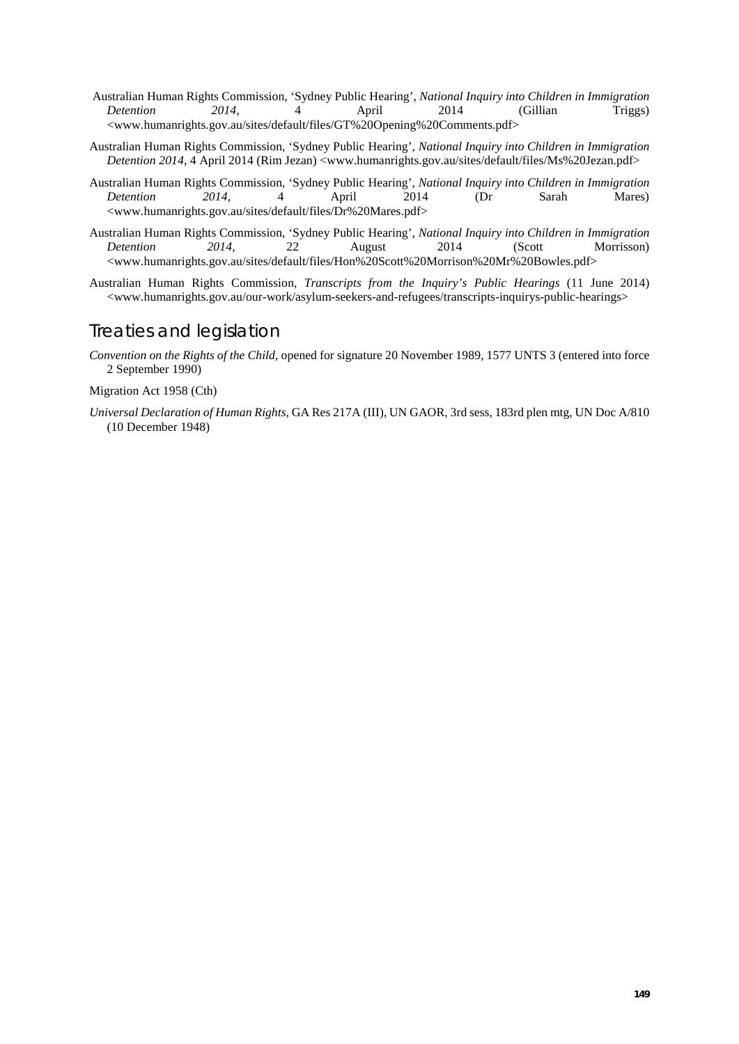Australian Human Rights Commission, 'Sydney Public Hearing', *National Inquiry into Children in Immigration Detention 2014*, 4 April 2014 (Gillian Triggs) <www.humanrights.gov.au/sites/default/files/GT%20Opening%20Comments.pdf>

Australian Human Rights Commission, 'Sydney Public Hearing', *National Inquiry into Children in Immigration Detention 2014*, 4 April 2014 (Rim Jezan) <www.humanrights.gov.au/sites/default/files/Ms%20Jezan.pdf>

Australian Human Rights Commission, 'Sydney Public Hearing', *National Inquiry into Children in Immigration Detention 2014*, 4 April 2014 (Dr Sarah Mares) <www.humanrights.gov.au/sites/default/files/Dr%20Mares.pdf>

Australian Human Rights Commission, 'Sydney Public Hearing', *National Inquiry into Children in Immigration Detention 2014*, 22 August 2014 (Scott Morrisson) <www.humanrights.gov.au/sites/default/files/Hon%20Scott%20Morrison%20Mr%20Bowles.pdf>

Australian Human Rights Commission, *Transcripts from the Inquiry's Public Hearings* (11 June 2014) <www.humanrights.gov.au/our-work/asylum-seekers-and-refugees/transcripts-inquirys-public-hearings>

## Treaties and legislation

*Convention on the Rights of the Child*, opened for signature 20 November 1989, 1577 UNTS 3 (entered into force 2 September 1990)

Migration Act 1958 (Cth)

*Universal Declaration of Human Rights*, GA Res 217A (III), UN GAOR, 3rd sess, 183rd plen mtg, UN Doc A/810 (10 December 1948)